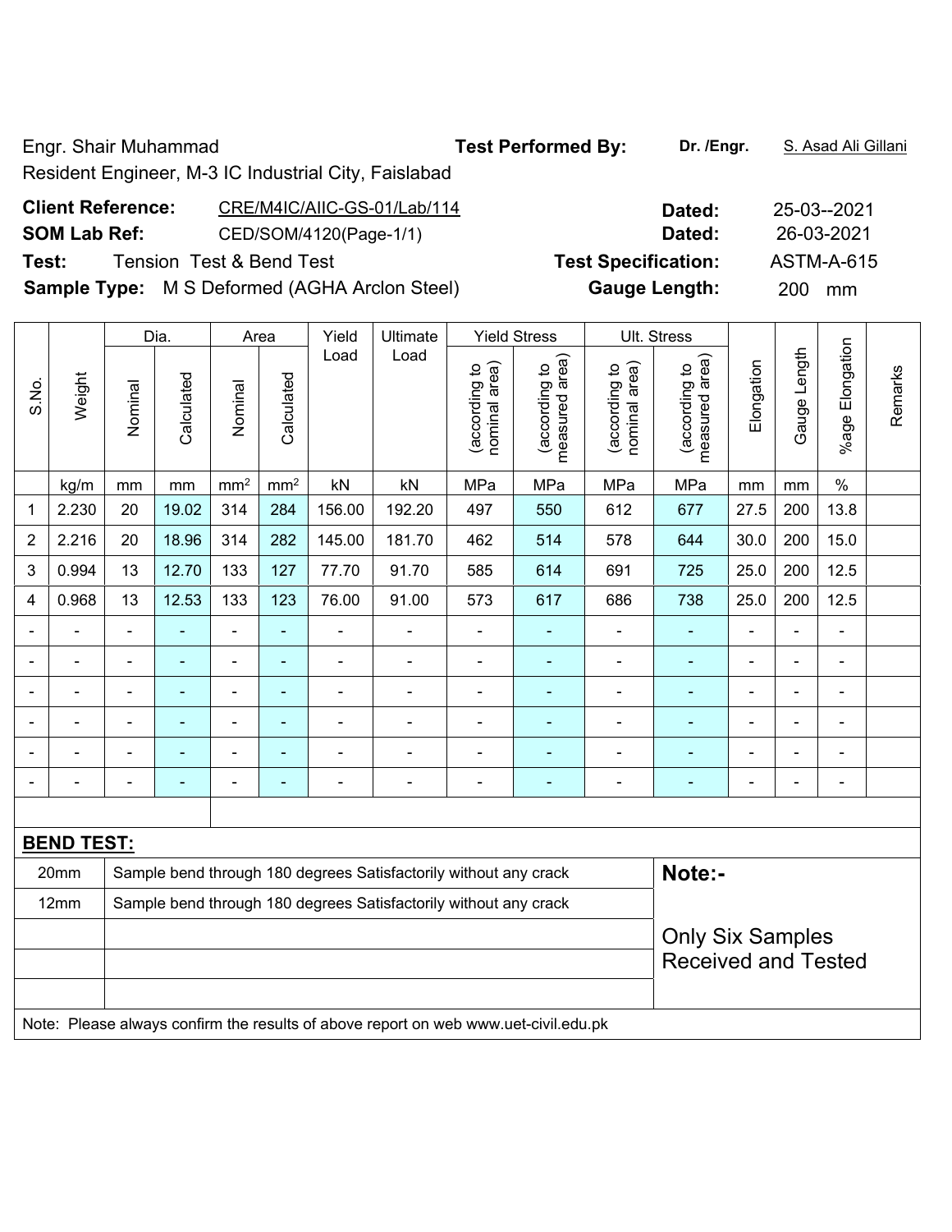Engr. Shair Muhammad

Resident Engineer, M-3 IC Industrial City, Faislabad

**Test Performed By:** **Dr. /Engr.** S. Asad Ali Gillani

**Client Reference:** CRE/M4IC/AIIC-GS-01/Lab/114 **Dated:** 25-03--2021

**SOM Lab Ref:** CED/SOM/4120(Page-1/1) **Dated:** 26-03-2021

**Test:** Tension Test & Bend Test **Test Specification:** ASTM-A-615

**Sample Type:** M S Deformed (AGHA Arclon Steel) **Gauge Length:** 200 mm

| S.No. | Weight | Dia. | | Area | | Yield Load | Ultimate Load | Yield Stress | | Ult. Stress | | Elongation | Gauge Length | %age Elongation | Remarks |
|---|---|---|---|---|---|---|---|---|---|---|---|---|---|---|---|
| | | Nominal | Calculated | Nominal | Calculated | | | (according to nominal area) | (according to measured area) | (according to nominal area) | (according to measured area) | | | | |
| | kg/m | mm | mm | mm² | mm² | kN | kN | MPa | MPa | MPa | MPa | mm | mm | % | |
| 1 | 2.230 | 20 | 19.02 | 314 | 284 | 156.00 | 192.20 | 497 | 550 | 612 | 677 | 27.5 | 200 | 13.8 | |
| 2 | 2.216 | 20 | 18.96 | 314 | 282 | 145.00 | 181.70 | 462 | 514 | 578 | 644 | 30.0 | 200 | 15.0 | |
| 3 | 0.994 | 13 | 12.70 | 133 | 127 | 77.70 | 91.70 | 585 | 614 | 691 | 725 | 25.0 | 200 | 12.5 | |
| 4 | 0.968 | 13 | 12.53 | 133 | 123 | 76.00 | 91.00 | 573 | 617 | 686 | 738 | 25.0 | 200 | 12.5 | |
| - | - | - | - | - | - | - | - | - | - | - | - | - | - | - | |
| - | - | - | - | - | - | - | - | - | - | - | - | - | - | - | |
| - | - | - | - | - | - | - | - | - | - | - | - | - | - | - | |
| - | - | - | - | - | - | - | - | - | - | - | - | - | - | - | |
| - | - | - | - | - | - | - | - | - | - | - | - | - | - | - | |
| - | - | - | - | - | - | - | - | - | - | - | - | - | - | - | |

**BEND TEST:**

| Size | Result |
|---|---|
| 20mm | Sample bend through 180 degrees Satisfactorily without any crack |
| 12mm | Sample bend through 180 degrees Satisfactorily without any crack |

**Note:-**

Only Six Samples Received and Tested

Note: Please always confirm the results of above report on web www.uet-civil.edu.pk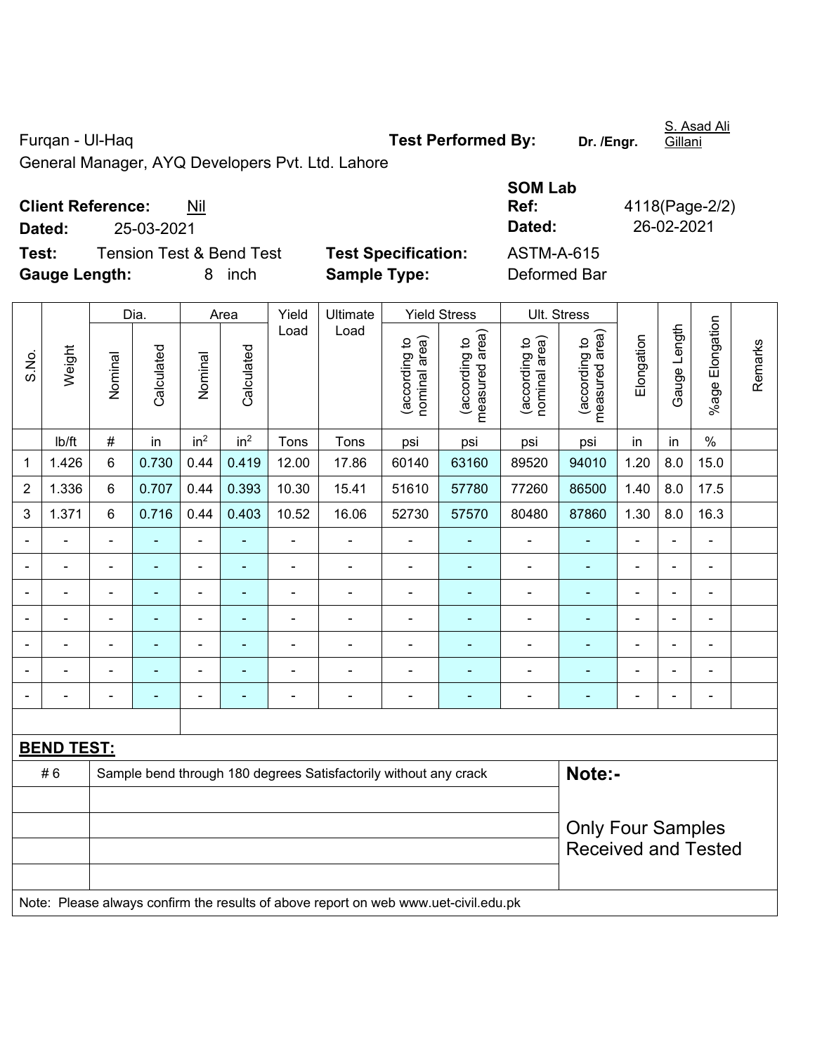Furqan - Ul-Haq

General Manager, AYQ Developers Pvt. Ltd. Lahore

**Test Performed By:** Dr. /Engr. S. Asad Ali Gillani

**Client Reference:** Nil

**Dated:** 25-03-2021

**SOM Lab Ref:** 4118(Page-2/2)

**Dated:** 26-02-2021

**Test:** Tension Test & Bend Test

**Test Specification:** ASTM-A-615

**Gauge Length:** 8 inch

**Sample Type:** Deformed Bar

| S.No. | Weight | Dia. | | Area | | Yield Load | Ultimate Load | Yield Stress | | Ult. Stress | | Elongation | Gauge Length | %age Elongation | Remarks |
|---|---|---|---|---|---|---|---|---|---|---|---|---|---|---|---|
| | | Nominal | Calculated | Nominal | Calculated | | | (according to nominal area) | (according to measured area) | (according to nominal area) | (according to measured area) | | | | |
| | lb/ft | # | in | $in^2$ | $in^2$ | Tons | Tons | psi | psi | psi | psi | in | in | % | |
| 1 | 1.426 | 6 | 0.730 | 0.44 | 0.419 | 12.00 | 17.86 | 60140 | 63160 | 89520 | 94010 | 1.20 | 8.0 | 15.0 | |
| 2 | 1.336 | 6 | 0.707 | 0.44 | 0.393 | 10.30 | 15.41 | 51610 | 57780 | 77260 | 86500 | 1.40 | 8.0 | 17.5 | |
| 3 | 1.371 | 6 | 0.716 | 0.44 | 0.403 | 10.52 | 16.06 | 52730 | 57570 | 80480 | 87860 | 1.30 | 8.0 | 16.3 | |
| - | - | - | - | - | - | - | - | - | - | - | - | - | - | - | |
| - | - | - | - | - | - | - | - | - | - | - | - | - | - | - | |
| - | - | - | - | - | - | - | - | - | - | - | - | - | - | - | |
| - | - | - | - | - | - | - | - | - | - | - | - | - | - | - | |
| - | - | - | - | - | - | - | - | - | - | - | - | - | - | - | |
| - | - | - | - | - | - | - | - | - | - | - | - | - | - | - | |
| - | - | - | - | - | - | - | - | - | - | - | - | - | - | - | |

**BEND TEST:**

| | | |
|---|---|---|
| # 6 | Sample bend through 180 degrees Satisfactorily without any crack | **Note:-** |
| | | Only Four Samples Received and Tested |

Note: Please always confirm the results of above report on web www.uet-civil.edu.pk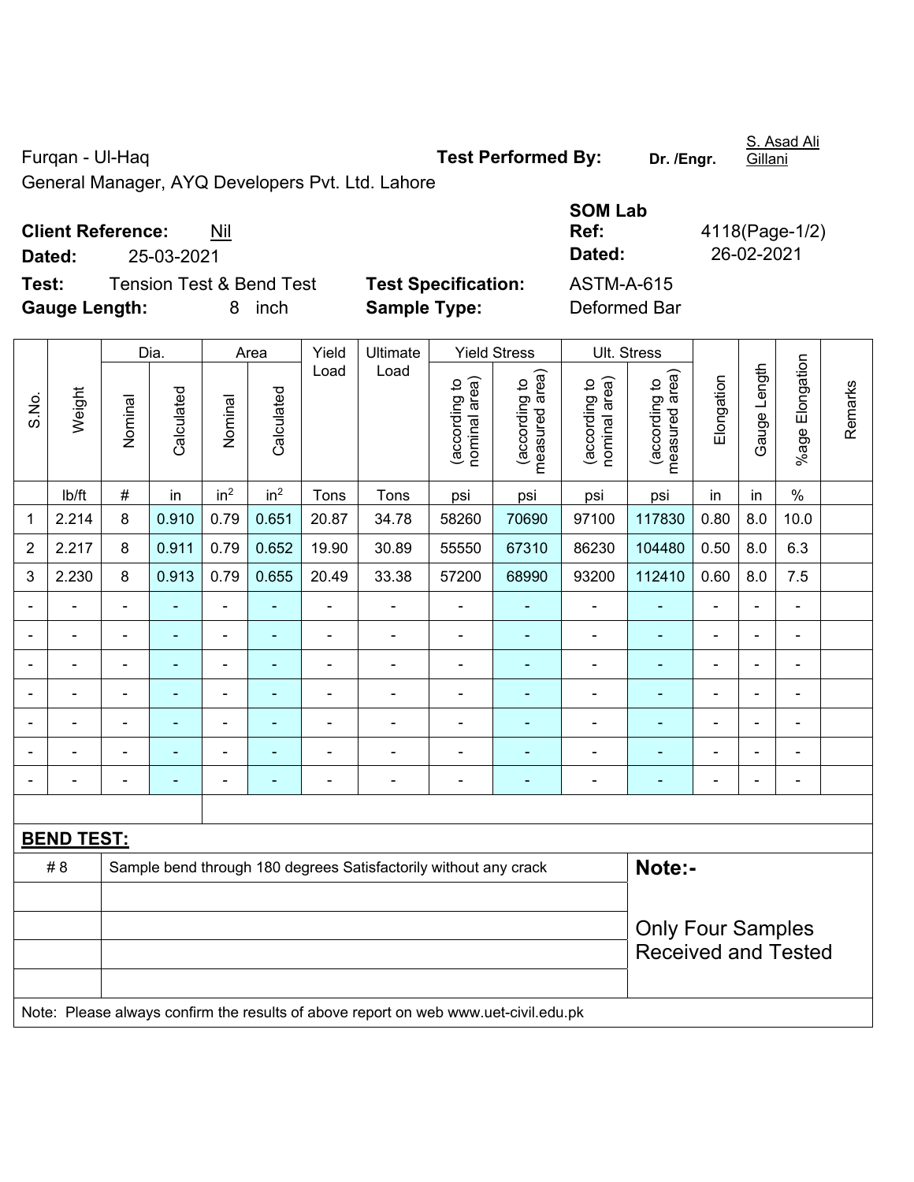Furqan - Ul-Haq

General Manager, AYQ Developers Pvt. Ltd. Lahore

**Test Performed By:** Dr. /Engr. S. Asad Ali Gillani

**Client Reference:** Nil

**Dated:** 25-03-2021

**SOM Lab Ref:** 4118(Page-1/2)

**Dated:** 26-02-2021

**Test:** Tension Test & Bend Test

**Test Specification:** ASTM-A-615

**Gauge Length:** 8 inch

**Sample Type:** Deformed Bar

| S.No. | Weight | Dia. | | Area | | Yield Load | Ultimate Load | Yield Stress | | Ult. Stress | | Elongation | Gauge Length | %age Elongation | Remarks |
|---|---|---|---|---|---|---|---|---|---|---|---|---|---|---|---|
| | | Nominal | Calculated | Nominal | Calculated | | | (according to nominal area) | (according to measured area) | (according to nominal area) | (according to measured area) | | | | |
| | lb/ft | # | in | in$^2$ | in$^2$ | Tons | Tons | psi | psi | psi | psi | in | in | % | |
| 1 | 2.214 | 8 | 0.910 | 0.79 | 0.651 | 20.87 | 34.78 | 58260 | 70690 | 97100 | 117830 | 0.80 | 8.0 | 10.0 | |
| 2 | 2.217 | 8 | 0.911 | 0.79 | 0.652 | 19.90 | 30.89 | 55550 | 67310 | 86230 | 104480 | 0.50 | 8.0 | 6.3 | |
| 3 | 2.230 | 8 | 0.913 | 0.79 | 0.655 | 20.49 | 33.38 | 57200 | 68990 | 93200 | 112410 | 0.60 | 8.0 | 7.5 | |
| - | - | - | - | - | - | - | - | - | - | - | - | - | - | - | |
| - | - | - | - | - | - | - | - | - | - | - | - | - | - | - | |
| - | - | - | - | - | - | - | - | - | - | - | - | - | - | - | |
| - | - | - | - | - | - | - | - | - | - | - | - | - | - | - | |
| - | - | - | - | - | - | - | - | - | - | - | - | - | - | - | |
| - | - | - | - | - | - | - | - | - | - | - | - | - | - | - | |
| - | - | - | - | - | - | - | - | - | - | - | - | - | - | - | |

**BEND TEST:**

| | |
|---|---|
| # 8 | Sample bend through 180 degrees Satisfactorily without any crack |

**Note:-**

Only Four Samples Received and Tested

Note: Please always confirm the results of above report on web www.uet-civil.edu.pk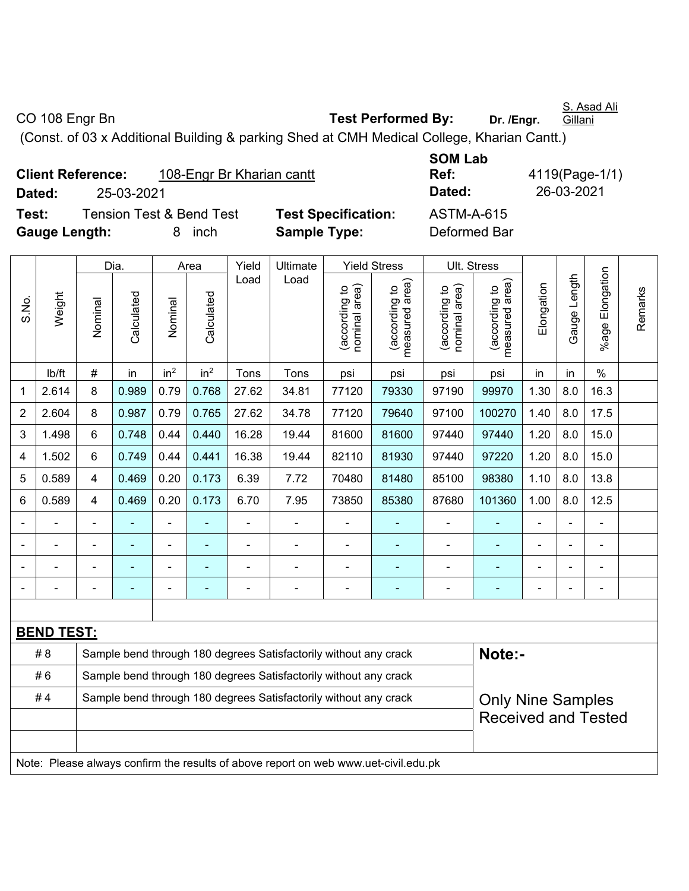CO 108 Engr Bn **Test Performed By:** Dr. /Engr. S. Asad Ali Gillani

(Const. of 03 x Additional Building & parking Shed at CMH Medical College, Kharian Cantt.)

**Client Reference:** 108-Engr Br Kharian cantt **SOM Lab Ref:** 4119(Page-1/1)

**Dated:** 25-03-2021 **Dated:** 26-03-2021

**Test:** Tension Test & Bend Test **Test Specification:** ASTM-A-615

**Gauge Length:** 8 inch **Sample Type:** Deformed Bar

| S.No. | Weight | Dia. | | Area | | Yield Load | Ultimate Load | Yield Stress | | Ult. Stress | | Elongation | Gauge Length | %age Elongation | Remarks |
|---|---|---|---|---|---|---|---|---|---|---|---|---|---|---|---|
| | | Nominal | Calculated | Nominal | Calculated | | | (according to nominal area) | (according to measured area) | (according to nominal area) | (according to measured area) | | | | |
| | lb/ft | # | in | in$^2$ | in$^2$ | Tons | Tons | psi | psi | psi | psi | in | in | % | |
| 1 | 2.614 | 8 | 0.989 | 0.79 | 0.768 | 27.62 | 34.81 | 77120 | 79330 | 97190 | 99970 | 1.30 | 8.0 | 16.3 | |
| 2 | 2.604 | 8 | 0.987 | 0.79 | 0.765 | 27.62 | 34.78 | 77120 | 79640 | 97100 | 100270 | 1.40 | 8.0 | 17.5 | |
| 3 | 1.498 | 6 | 0.748 | 0.44 | 0.440 | 16.28 | 19.44 | 81600 | 81600 | 97440 | 97440 | 1.20 | 8.0 | 15.0 | |
| 4 | 1.502 | 6 | 0.749 | 0.44 | 0.441 | 16.38 | 19.44 | 82110 | 81930 | 97440 | 97220 | 1.20 | 8.0 | 15.0 | |
| 5 | 0.589 | 4 | 0.469 | 0.20 | 0.173 | 6.39 | 7.72 | 70480 | 81480 | 85100 | 98380 | 1.10 | 8.0 | 13.8 | |
| 6 | 0.589 | 4 | 0.469 | 0.20 | 0.173 | 6.70 | 7.95 | 73850 | 85380 | 87680 | 101360 | 1.00 | 8.0 | 12.5 | |
| - | - | - | - | - | - | - | - | - | - | - | - | - | - | - | |
| - | - | - | - | - | - | - | - | - | - | - | - | - | - | - | |
| - | - | - | - | - | - | - | - | - | - | - | - | - | - | - | |
| - | - | - | - | - | - | - | - | - | - | - | - | - | - | - | |

**BEND TEST:**

| | | |
|---|---|---|
| # 8 | Sample bend through 180 degrees Satisfactorily without any crack | **Note:-** |
| # 6 | Sample bend through 180 degrees Satisfactorily without any crack | |
| # 4 | Sample bend through 180 degrees Satisfactorily without any crack | Only Nine Samples Received and Tested |

Note: Please always confirm the results of above report on web www.uet-civil.edu.pk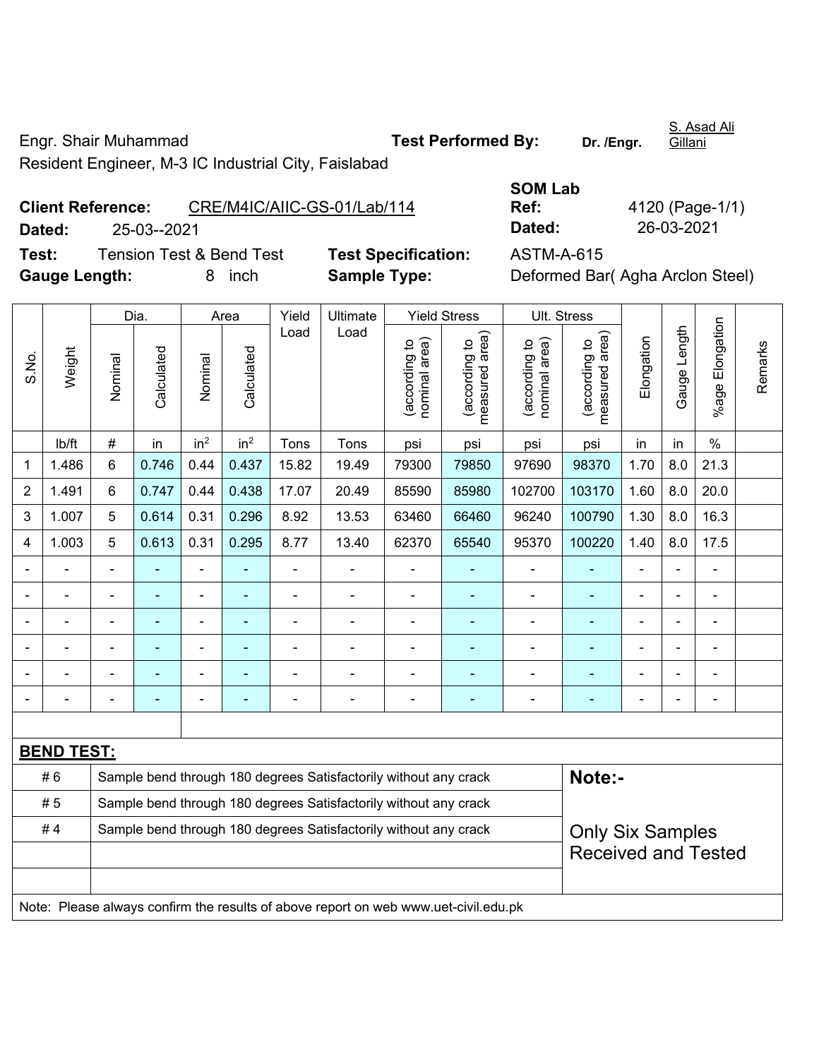Engr. Shair Muhammad

Resident Engineer, M-3 IC Industrial City, Faislabad

**Test Performed By:** **Dr. /Engr.** S. Asad Ali Gillani

**Client Reference:** CRE/M4IC/AIIC-GS-01/Lab/114

**Dated:** 25-03--2021

**SOM Lab Ref:** 4120 (Page-1/1)

**Dated:** 26-03-2021

**Test:** Tension Test & Bend Test

**Test Specification:** ASTM-A-615

**Gauge Length:** 8 inch

**Sample Type:** Deformed Bar( Agha Arclon Steel)

| S.No. | Weight | Dia. | | Area | | Yield Load | Ultimate Load | Yield Stress | | Ult. Stress | | Elongation | Gauge Length | %age Elongation | Remarks |
|---|---|---|---|---|---|---|---|---|---|---|---|---|---|---|---|
| | | Nominal | Calculated | Nominal | Calculated | | | (according to nominal area) | (according to measured area) | (according to nominal area) | (according to measured area) | | | | |
| | lb/ft | # | in | $in^2$ | $in^2$ | Tons | Tons | psi | psi | psi | psi | in | in | % | |
| 1 | 1.486 | 6 | 0.746 | 0.44 | 0.437 | 15.82 | 19.49 | 79300 | 79850 | 97690 | 98370 | 1.70 | 8.0 | 21.3 | |
| 2 | 1.491 | 6 | 0.747 | 0.44 | 0.438 | 17.07 | 20.49 | 85590 | 85980 | 102700 | 103170 | 1.60 | 8.0 | 20.0 | |
| 3 | 1.007 | 5 | 0.614 | 0.31 | 0.296 | 8.92 | 13.53 | 63460 | 66460 | 96240 | 100790 | 1.30 | 8.0 | 16.3 | |
| 4 | 1.003 | 5 | 0.613 | 0.31 | 0.295 | 8.77 | 13.40 | 62370 | 65540 | 95370 | 100220 | 1.40 | 8.0 | 17.5 | |
| - | - | - | - | - | - | - | - | - | - | - | - | - | - | - | |
| - | - | - | - | - | - | - | - | - | - | - | - | - | - | - | |
| - | - | - | - | - | - | - | - | - | - | - | - | - | - | - | |
| - | - | - | - | - | - | - | - | - | - | - | - | - | - | - | |
| - | - | - | - | - | - | - | - | - | - | - | - | - | - | - | |
| - | - | - | - | - | - | - | - | - | - | - | - | - | - | - | |

**BEND TEST:**

| | | |
|---|---|---|
| # 6 | Sample bend through 180 degrees Satisfactorily without any crack | **Note:-** |
| # 5 | Sample bend through 180 degrees Satisfactorily without any crack | |
| # 4 | Sample bend through 180 degrees Satisfactorily without any crack | Only Six Samples Received and Tested |
| | | |
| | | |

Note: Please always confirm the results of above report on web www.uet-civil.edu.pk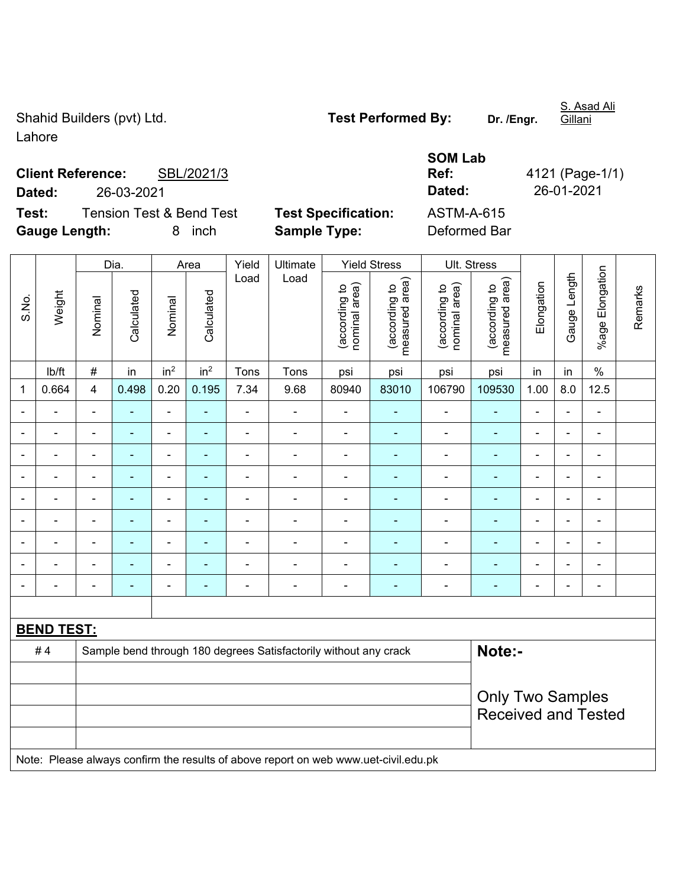Shahid Builders (pvt) Ltd.
Lahore

**Test Performed By:** Dr. /Engr. S. Asad Ali Gillani

**Client Reference:** SBL/2021/3
**Dated:** 26-03-2021

**SOM Lab Ref:** 4121 (Page-1/1)
**Dated:** 26-01-2021

**Test:** Tension Test & Bend Test
**Test Specification:** ASTM-A-615
**Gauge Length:** 8 inch
**Sample Type:** Deformed Bar

| S.No. | Weight | Dia. | | Area | | Yield Load | Ultimate Load | Yield Stress | | Ult. Stress | | Elongation | Gauge Length | %age Elongation | Remarks |
|---|---|---|---|---|---|---|---|---|---|---|---|---|---|---|---|
| | | Nominal | Calculated | Nominal | Calculated | | | (according to nominal area) | (according to measured area) | (according to nominal area) | (according to measured area) | | | | |
| | lb/ft | # | in | $in^2$ | $in^2$ | Tons | Tons | psi | psi | psi | psi | in | in | % | |
| 1 | 0.664 | 4 | 0.498 | 0.20 | 0.195 | 7.34 | 9.68 | 80940 | 83010 | 106790 | 109530 | 1.00 | 8.0 | 12.5 | |
| - | - | - | - | - | - | - | - | - | - | - | - | - | - | - | |
| - | - | - | - | - | - | - | - | - | - | - | - | - | - | - | |
| - | - | - | - | - | - | - | - | - | - | - | - | - | - | - | |
| - | - | - | - | - | - | - | - | - | - | - | - | - | - | - | |
| - | - | - | - | - | - | - | - | - | - | - | - | - | - | - | |
| - | - | - | - | - | - | - | - | - | - | - | - | - | - | - | |
| - | - | - | - | - | - | - | - | - | - | - | - | - | - | - | |
| - | - | - | - | - | - | - | - | - | - | - | - | - | - | - | |
| - | - | - | - | - | - | - | - | - | - | - | - | - | - | - | |

**BEND TEST:**

| | | |
|---|---|---|
| # 4 | Sample bend through 180 degrees Satisfactorily without any crack | **Note:-** Only Two Samples Received and Tested |

Note: Please always confirm the results of above report on web www.uet-civil.edu.pk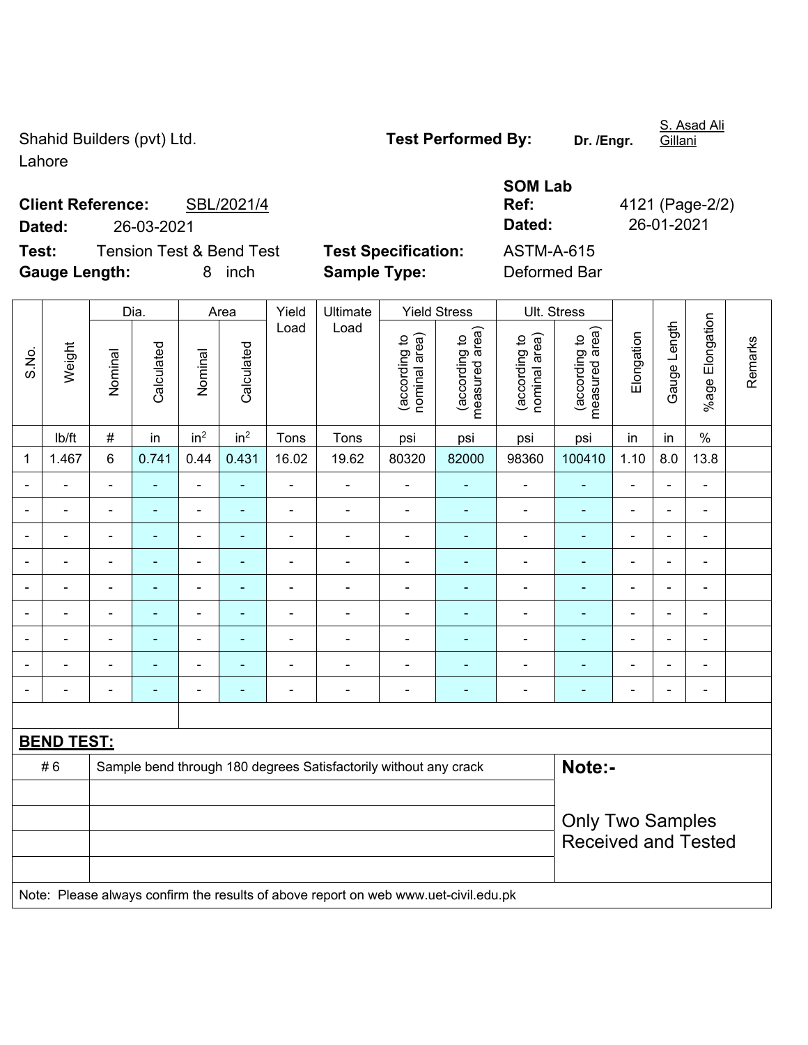Shahid Builders (pvt) Ltd.
Lahore

**Test Performed By:** Dr. /Engr. S. Asad Ali Gillani

**Client Reference:** SBL/2021/4

**Dated:** 26-03-2021

**SOM Lab Ref:** 4121 (Page-2/2)

**Dated:** 26-01-2021

**Test:** Tension Test & Bend Test

**Test Specification:** ASTM-A-615

**Gauge Length:** 8 inch

**Sample Type:** Deformed Bar

| S.No. | Weight | Dia. | | Area | | Yield Load | Ultimate Load | Yield Stress | | Ult. Stress | | Elongation | Gauge Length | %age Elongation | Remarks |
|---|---|---|---|---|---|---|---|---|---|---|---|---|---|---|---|
| | | Nominal | Calculated | Nominal | Calculated | | | (according to nominal area) | (according to measured area) | (according to nominal area) | (according to measured area) | | | | |
| | lb/ft | # | in | $in^2$ | $in^2$ | Tons | Tons | psi | psi | psi | psi | in | in | % | |
| 1 | 1.467 | 6 | 0.741 | 0.44 | 0.431 | 16.02 | 19.62 | 80320 | 82000 | 98360 | 100410 | 1.10 | 8.0 | 13.8 | |
| - | - | - | - | - | - | - | - | - | - | - | - | - | - | - | |
| - | - | - | - | - | - | - | - | - | - | - | - | - | - | - | |
| - | - | - | - | - | - | - | - | - | - | - | - | - | - | - | |
| - | - | - | - | - | - | - | - | - | - | - | - | - | - | - | |
| - | - | - | - | - | - | - | - | - | - | - | - | - | - | - | |
| - | - | - | - | - | - | - | - | - | - | - | - | - | - | - | |
| - | - | - | - | - | - | - | - | - | - | - | - | - | - | - | |
| - | - | - | - | - | - | - | - | - | - | - | - | - | - | - | |
| - | - | - | - | - | - | - | - | - | - | - | - | - | - | - | |

**BEND TEST:**

| | | |
|---|---|---|
| # 6 | Sample bend through 180 degrees Satisfactorily without any crack | **Note:-** |
| | | Only Two Samples Received and Tested |

Note: Please always confirm the results of above report on web www.uet-civil.edu.pk